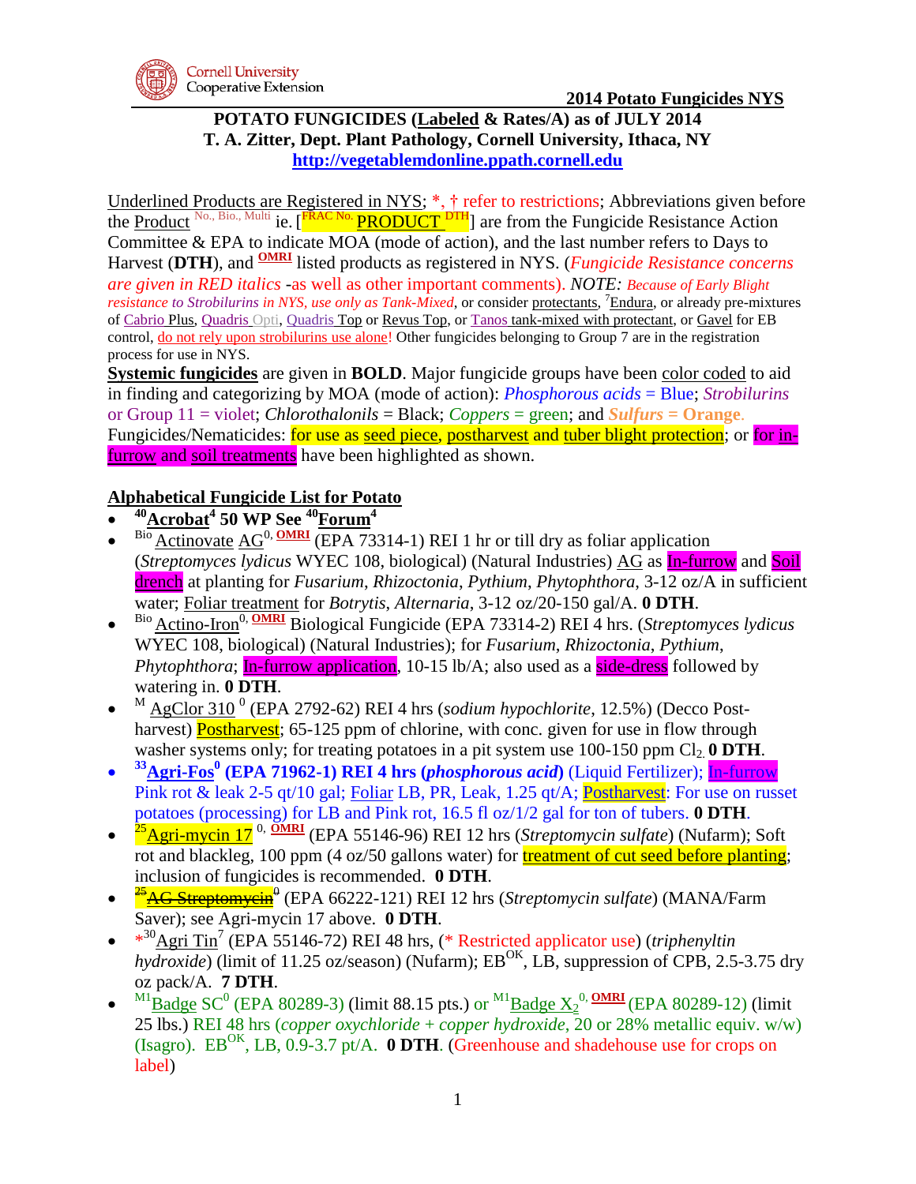**2014 Potato Fungicides NYS**

# POTATO FUNGICIDES (Labeled & Rates/A) as of JULY 2014

**T. A. Zitter, Dept. Plant Pathology, Cornell University, Ithaca, NY**

**http://vegetablemdonline.ppath.cornell.edu**

Underlined Products are Registered in NYS; *, † refer to restrictions; Abbreviations given before the Product No., Bio., Multi ie. [FRAC No. PRODUCT DTH] are from the Fungicide Resistance Action Committee & EPA to indicate MOA (mode of action), and the last number refers to Days to Harvest (**DTH**), and OMRI listed products as registered in NYS. (*Fungicide Resistance concerns are given in RED italics* -as well as other important comments). *NOTE: Because of Early Blight resistance to Strobilurins in NYS, use only as Tank-Mixed*, or consider protectants, [7]Endura, or already pre-mixtures of Cabrio Plus, Quadris Opti, Quadris Top or Revus Top, or Tanos tank-mixed with protectant, or Gavel for EB control, do not rely upon strobilurins use alone! Other fungicides belonging to Group 7 are in the registration process for use in NYS.

**Systemic fungicides** are given in **BOLD**. Major fungicide groups have been color coded to aid in finding and categorizing by MOA (mode of action): *Phosphorous acids* = Blue; *Strobilurins* or Group 11 = violet; *Chlorothalonils* = Black; *Coppers* = green; and ***Sulfurs* = Orange**. Fungicides/Nematicides: for use as seed piece, postharvest and tuber blight protection; or for in-furrow and soil treatments have been highlighted as shown.

## Alphabetical Fungicide List for Potato

- **[40]Acrobat[4] 50 WP See [40]Forum[4]**
- [Bio] Actinovate AG[0, OMRI] (EPA 73314-1) REI 1 hr or till dry as foliar application (*Streptomyces lydicus* WYEC 108, biological) (Natural Industries) AG as In-furrow and Soil drench at planting for *Fusarium*, *Rhizoctonia*, *Pythium*, *Phytophthora*, 3-12 oz/A in sufficient water; Foliar treatment for *Botrytis*, *Alternaria*, 3-12 oz/20-150 gal/A. **0 DTH**.
- [Bio] Actino-Iron[0, OMRI] Biological Fungicide (EPA 73314-2) REI 4 hrs. (*Streptomyces lydicus* WYEC 108, biological) (Natural Industries); for *Fusarium*, *Rhizoctonia*, *Pythium*, *Phytophthora*; In-furrow application, 10-15 lb/A; also used as a side-dress followed by watering in. **0 DTH**.
- [M] AgClor 310 [0] (EPA 2792-62) REI 4 hrs (*sodium hypochlorite*, 12.5%) (Decco Post-harvest) Postharvest; 65-125 ppm of chlorine, with conc. given for use in flow through washer systems only; for treating potatoes in a pit system use 100-150 ppm $Cl_2$. **0 DTH**.
- **[33]Agri-Fos[0] (EPA 71962-1) REI 4 hrs (*phosphorous acid*)** (Liquid Fertilizer); In-furrow Pink rot & leak 2-5 qt/10 gal; Foliar LB, PR, Leak, 1.25 qt/A; Postharvest: For use on russet potatoes (processing) for LB and Pink rot, 16.5 fl oz/1/2 gal for ton of tubers. **0 DTH**.
- [25]Agri-mycin 17 [0, OMRI] (EPA 55146-96) REI 12 hrs (*Streptomycin sulfate*) (Nufarm); Soft rot and blackleg, 100 ppm (4 oz/50 gallons water) for treatment of cut seed before planting; inclusion of fungicides is recommended. **0 DTH**.
- [25]~~AG Streptomycin~~[0] (EPA 66222-121) REI 12 hrs (*Streptomycin sulfate*) (MANA/Farm Saver); see Agri-mycin 17 above. **0 DTH**.
- *[30]Agri Tin[7] (EPA 55146-72) REI 48 hrs, (* Restricted applicator use) (*triphenyltin hydroxide*) (limit of 11.25 oz/season) (Nufarm); EB[OK], LB, suppression of CPB, 2.5-3.75 dry oz pack/A. **7 DTH**.
- [M1]Badge SC[0] (EPA 80289-3) (limit 88.15 pts.) or [M1]Badge $X_2$[0, OMRI] (EPA 80289-12) (limit 25 lbs.) REI 48 hrs (*copper oxychloride + copper hydroxide*, 20 or 28% metallic equiv. w/w) (Isagro). EB[OK], LB, 0.9-3.7 pt/A. **0 DTH**. (Greenhouse and shadehouse use for crops on label)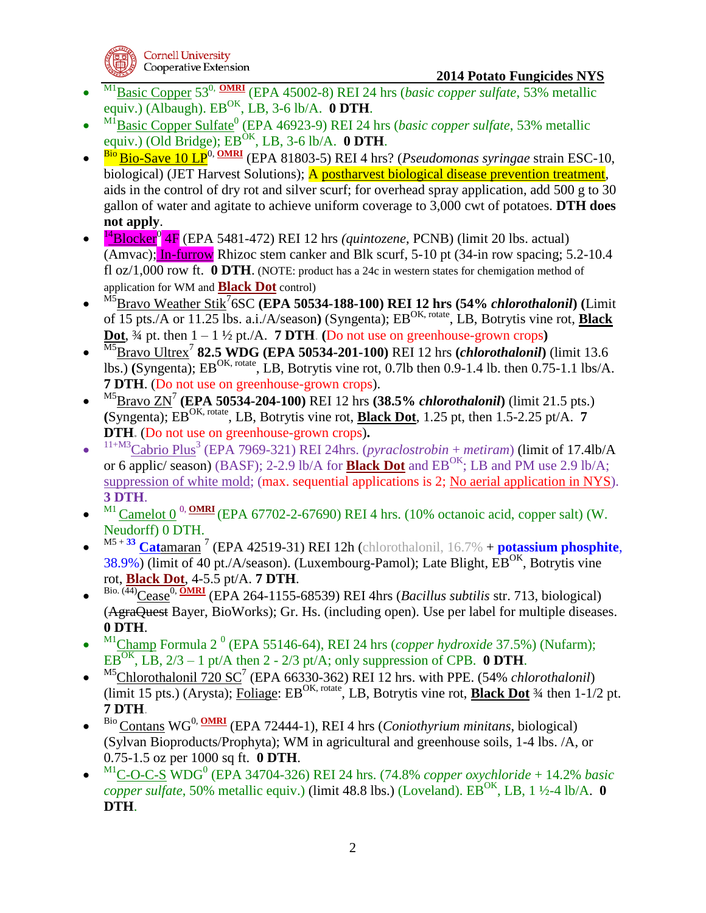- M1 Basic Copper 53[0], OMRI (EPA 45002-8) REI 24 hrs (*basic copper sulfate*, 53% metallic equiv.) (Albaugh). EB[OK], LB, 3-6 lb/A. **0 DTH**.
- M1 Basic Copper Sulfate[0] (EPA 46923-9) REI 24 hrs (*basic copper sulfate*, 53% metallic equiv.) (Old Bridge); EB[OK], LB, 3-6 lb/A. **0 DTH**.
- Bio Bio-Save 10 LP[0], OMRI (EPA 81803-5) REI 4 hrs? (*Pseudomonas syringae* strain ESC-10, biological) (JET Harvest Solutions); A postharvest biological disease prevention treatment, aids in the control of dry rot and silver scurf; for overhead spray application, add 500 g to 30 gallon of water and agitate to achieve uniform coverage to 3,000 cwt of potatoes. **DTH does not apply**.
- 14 Blocker[0] 4F (EPA 5481-472) REI 12 hrs *(quintozene*, PCNB) (limit 20 lbs. actual) (Amvac); In-furrow Rhizoc stem canker and Blk scurf, 5-10 pt (34-in row spacing; 5.2-10.4 fl oz/1,000 row ft. **0 DTH**. (NOTE: product has a 24c in western states for chemigation method of application for WM and **Black Dot** control)
- M5 Bravo Weather Stik[7] 6SC **(EPA 50534-188-100) REI 12 hrs (54% *chlorothalonil*) (**Limit of 15 pts./A or 11.25 lbs. a.i./A/season**)** (Syngenta); EB[OK, rotate], LB, Botrytis vine rot, **Black Dot**, ¾ pt. then 1 – 1 ½ pt./A. **7 DTH**. **(**Do not use on greenhouse-grown crops**)**
- M5 Bravo Ultrex[7] **82.5 WDG (EPA 50534-201-100)** REI 12 hrs **(*chlorothalonil*)** (limit 13.6 lbs.) **(**Syngenta); EB[OK, rotate], LB, Botrytis vine rot, 0.7lb then 0.9-1.4 lb. then 0.75-1.1 lbs/A. **7 DTH**. (Do not use on greenhouse-grown crops).
- M5 Bravo ZN[7] **(EPA 50534-204-100)** REI 12 hrs **(38.5% *chlorothalonil*)** (limit 21.5 pts.) **(**Syngenta); EB[OK, rotate], LB, Botrytis vine rot, **Black Dot**, 1.25 pt, then 1.5-2.25 pt/A. **7 DTH**. (Do not use on greenhouse-grown crops**).**
- 11+M3 Cabrio Plus[3] (EPA 7969-321) REI 24hrs. (*pyraclostrobin + metiram*) (limit of 17.4lb/A or 6 applic/ season) (BASF); 2-2.9 lb/A for **Black Dot** and EB[OK]; LB and PM use 2.9 lb/A; suppression of white mold; (max. sequential applications is 2; No aerial application in NYS). **3 DTH**.
- M1 Camelot 0 [0], OMRI (EPA 67702-2-67690) REI 4 hrs. (10% octanoic acid, copper salt) (W. Neudorff) 0 DTH.
- M5 + 33 **Cat**amaran [7] (EPA 42519-31) REI 12h (chlorothalonil, 16.7% + **potassium phosphite**, 38.9%) (limit of 40 pt./A/season). (Luxembourg-Pamol); Late Blight, EB[OK], Botrytis vine rot, **Black Dot**, 4-5.5 pt/A. **7 DTH**.
- Bio. (44) Cease[0], OMRI (EPA 264-1155-68539) REI 4hrs (*Bacillus subtilis* str. 713, biological) (~~AgraQuest~~ Bayer, BioWorks); Gr. Hs. (including open). Use per label for multiple diseases. **0 DTH**.
- M1 Champ Formula 2 [0] (EPA 55146-64), REI 24 hrs (*copper hydroxide* 37.5%) (Nufarm); EB[OK], LB, 2/3 – 1 pt/A then 2 - 2/3 pt/A; only suppression of CPB. **0 DTH**.
- M5 Chlorothalonil 720 SC[7] (EPA 66330-362) REI 12 hrs. with PPE. (54% *chlorothalonil*) (limit 15 pts.) (Arysta); Foliage: EB[OK, rotate], LB, Botrytis vine rot, **Black Dot** ¾ then 1-1/2 pt. **7 DTH**.
- Bio Contans WG[0], OMRI (EPA 72444-1), REI 4 hrs (*Coniothyrium minitans*, biological) (Sylvan Bioproducts/Prophyta); WM in agricultural and greenhouse soils, 1-4 lbs. /A, or 0.75-1.5 oz per 1000 sq ft. **0 DTH**.
- M1 C-O-C-S WDG[0] (EPA 34704-326) REI 24 hrs. (74.8% *copper oxychloride* + 14.2% *basic copper sulfate*, 50% metallic equiv.) (limit 48.8 lbs.) (Loveland). EB[OK], LB, 1 ½-4 lb/A. **0 DTH**.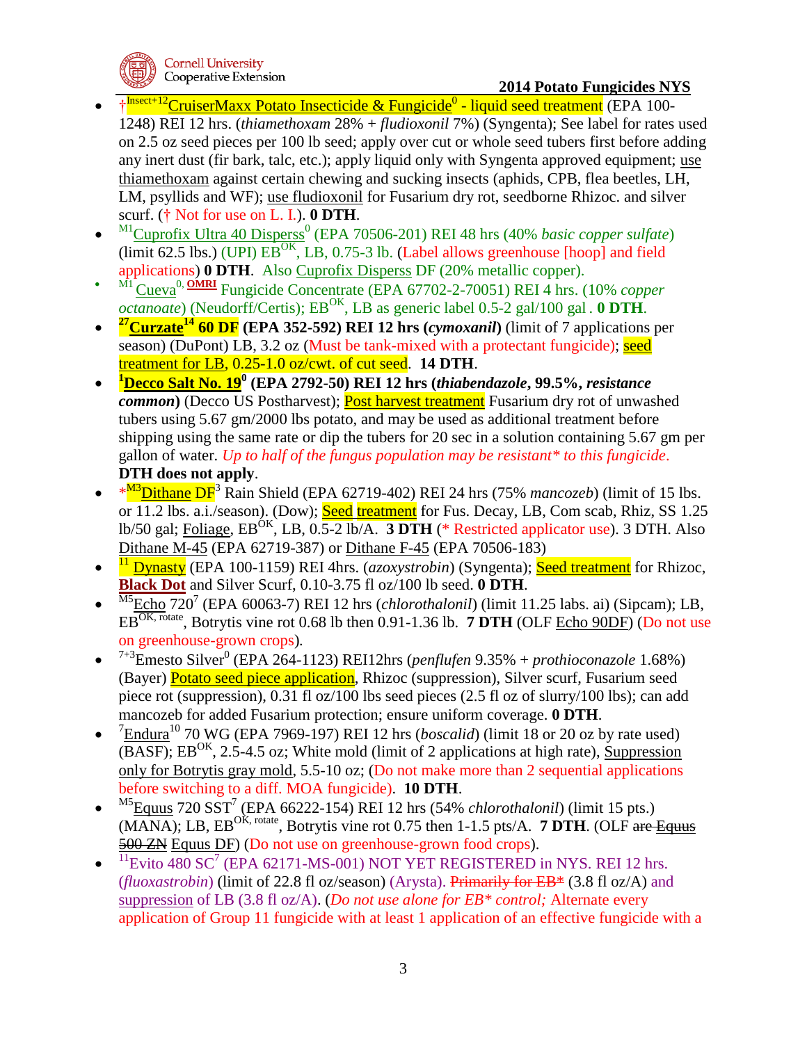- †[Insect+12]CruiserMaxx Potato Insecticide & Fungicide[0] - liquid seed treatment (EPA 100-1248) REI 12 hrs. (*thiamethoxam* 28% + *fludioxonil* 7%) (Syngenta); See label for rates used on 2.5 oz seed pieces per 100 lb seed; apply over cut or whole seed tubers first before adding any inert dust (fir bark, talc, etc.); apply liquid only with Syngenta approved equipment; use thiamethoxam against certain chewing and sucking insects (aphids, CPB, flea beetles, LH, LM, psyllids and WF); use fludioxonil for Fusarium dry rot, seedborne Rhizoc. and silver scurf. († Not for use on L. I.). **0 DTH**.
- [M1]Cuprofix Ultra 40 Disperss[0] (EPA 70506-201) REI 48 hrs (40% *basic copper sulfate*) (limit 62.5 lbs.) (UPI) EB[OK], LB, 0.75-3 lb. (Label allows greenhouse [hoop] and field applications) **0 DTH**. Also Cuprofix Disperss DF (20% metallic copper).
- [M1] Cueva[0, OMRI] Fungicide Concentrate (EPA 67702-2-70051) REI 4 hrs. (10% *copper octanoate*) (Neudorff/Certis); EB[OK], LB as generic label 0.5-2 gal/100 gal . **0 DTH**.
- **[27]Curzate[14] 60 DF (EPA 352-592) REI 12 hrs (*cymoxanil*)** (limit of 7 applications per season) (DuPont) LB, 3.2 oz (Must be tank-mixed with a protectant fungicide); seed treatment for LB, 0.25-1.0 oz/cwt. of cut seed. **14 DTH**.
- **[1]Decco Salt No. 19[0] (EPA 2792-50) REI 12 hrs (*thiabendazole*, 99.5%, *resistance common*)** (Decco US Postharvest); Post harvest treatment Fusarium dry rot of unwashed tubers using 5.67 gm/2000 lbs potato, and may be used as additional treatment before shipping using the same rate or dip the tubers for 20 sec in a solution containing 5.67 gm per gallon of water. *Up to half of the fungus population may be resistant\* to this fungicide*. **DTH does not apply**.
- *[M3]Dithane DF[3] Rain Shield (EPA 62719-402) REI 24 hrs (75% *mancozeb*) (limit of 15 lbs. or 11.2 lbs. a.i./season). (Dow); Seed treatment for Fus. Decay, LB, Com scab, Rhiz, SS 1.25 lb/50 gal; Foliage, EB[OK], LB, 0.5-2 lb/A. **3 DTH** (* Restricted applicator use). 3 DTH. Also Dithane M-45 (EPA 62719-387) or Dithane F-45 (EPA 70506-183)
- [11] Dynasty (EPA 100-1159) REI 4hrs. (*azoxystrobin*) (Syngenta); Seed treatment for Rhizoc, **Black Dot** and Silver Scurf, 0.10-3.75 fl oz/100 lb seed. **0 DTH**.
- [M5]Echo 720[7] (EPA 60063-7) REI 12 hrs (*chlorothalonil*) (limit 11.25 labs. ai) (Sipcam); LB, EB[OK, rotate], Botrytis vine rot 0.68 lb then 0.91-1.36 lb. **7 DTH** (OLF Echo 90DF) (Do not use on greenhouse-grown crops).
- [7+3]Emesto Silver[0] (EPA 264-1123) REI12hrs (*penflufen* 9.35% + *prothioconazole* 1.68%) (Bayer) Potato seed piece application, Rhizoc (suppression), Silver scurf, Fusarium seed piece rot (suppression), 0.31 fl oz/100 lbs seed pieces (2.5 fl oz of slurry/100 lbs); can add mancozeb for added Fusarium protection; ensure uniform coverage. **0 DTH**.
- [7]Endura[10] 70 WG (EPA 7969-197) REI 12 hrs (*boscalid*) (limit 18 or 20 oz by rate used) (BASF); EB[OK], 2.5-4.5 oz; White mold (limit of 2 applications at high rate), Suppression only for Botrytis gray mold, 5.5-10 oz; (Do not make more than 2 sequential applications before switching to a diff. MOA fungicide). **10 DTH**.
- [M5]Equus 720 SST[7] (EPA 66222-154) REI 12 hrs (54% *chlorothalonil*) (limit 15 pts.) (MANA); LB, EB[OK, rotate], Botrytis vine rot 0.75 then 1-1.5 pts/A. **7 DTH**. (OLF ~~are Equus 500 ZN~~ Equus DF) (Do not use on greenhouse-grown food crops).
- [11]Evito 480 SC[7] (EPA 62171-MS-001) NOT YET REGISTERED in NYS. REI 12 hrs. (*fluoxastrobin*) (limit of 22.8 fl oz/season) (Arysta). ~~Primarily for EB*~~ (3.8 fl oz/A) and suppression of LB (3.8 fl oz/A). (*Do not use alone for EB\* control;* Alternate every application of Group 11 fungicide with at least 1 application of an effective fungicide with a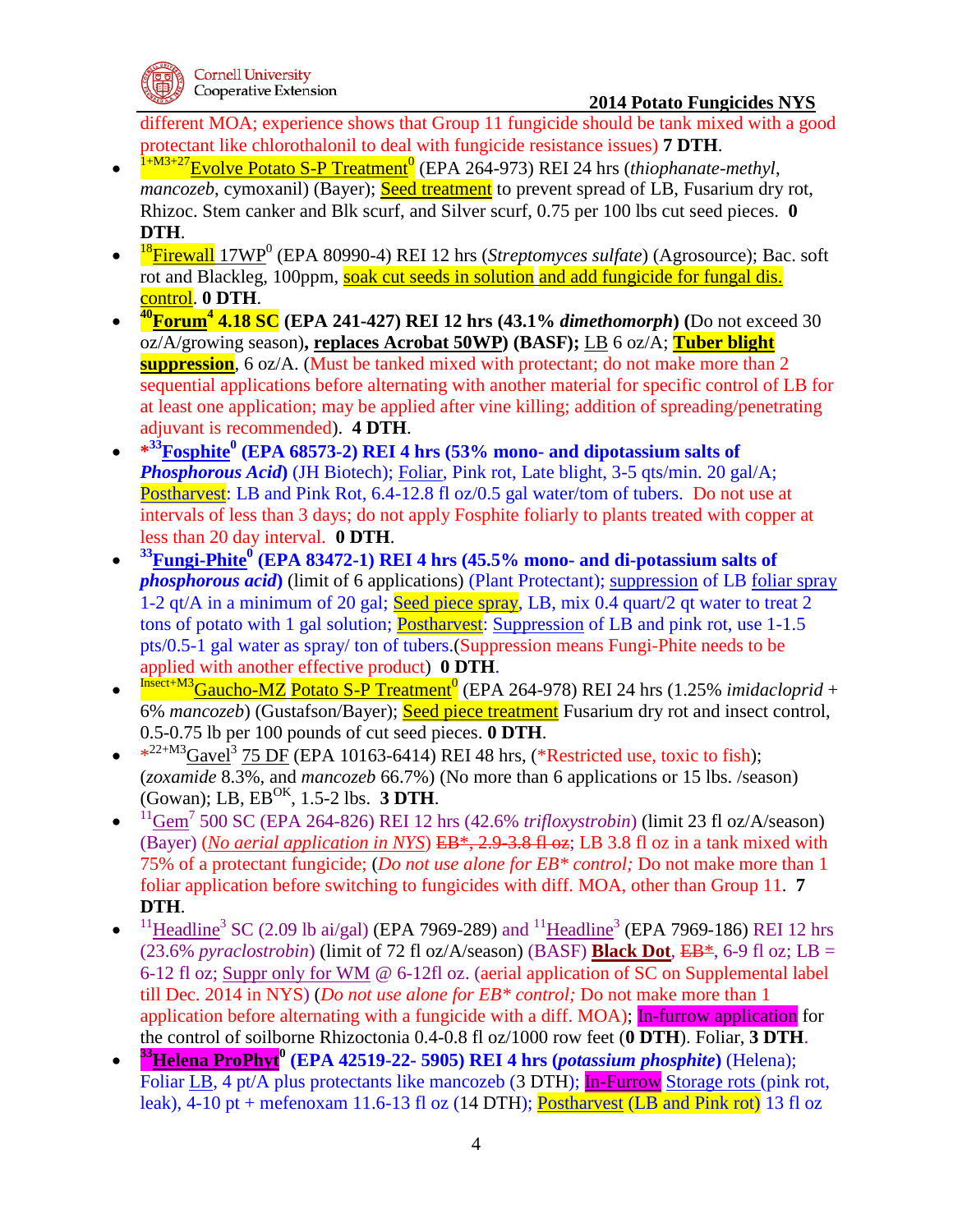different MOA; experience shows that Group 11 fungicide should be tank mixed with a good protectant like chlorothalonil to deal with fungicide resistance issues) **7 DTH**.

- [1+M3+27]Evolve Potato S-P Treatment[0] (EPA 264-973) REI 24 hrs (*thiophanate-methyl*, *mancozeb*, cymoxanil) (Bayer); Seed treatment to prevent spread of LB, Fusarium dry rot, Rhizoc. Stem canker and Blk scurf, and Silver scurf, 0.75 per 100 lbs cut seed pieces. **0 DTH**.
- [18]Firewall 17WP[0] (EPA 80990-4) REI 12 hrs (*Streptomyces sulfate*) (Agrosource); Bac. soft rot and Blackleg, 100ppm, soak cut seeds in solution and add fungicide for fungal dis. control. **0 DTH**.
- **[40]Forum[4] 4.18 SC (EPA 241-427) REI 12 hrs (43.1% *dimethomorph*)** (Do not exceed 30 oz/A/growing season)**, replaces Acrobat 50WP) (BASF);** LB 6 oz/A; **Tuber blight suppression**, 6 oz/A. (Must be tanked mixed with protectant; do not make more than 2 sequential applications before alternating with another material for specific control of LB for at least one application; may be applied after vine killing; addition of spreading/penetrating adjuvant is recommended). **4 DTH**.
- ***[33]Fosphite[0] (EPA 68573-2) REI 4 hrs (53% mono- and dipotassium salts of *Phosphorous Acid*)** (JH Biotech); Foliar, Pink rot, Late blight, 3-5 qts/min. 20 gal/A; Postharvest: LB and Pink Rot, 6.4-12.8 fl oz/0.5 gal water/tom of tubers. Do not use at intervals of less than 3 days; do not apply Fosphite foliarly to plants treated with copper at less than 20 day interval. **0 DTH**.
- **[33]Fungi-Phite[0] (EPA 83472-1) REI 4 hrs (45.5% mono- and di-potassium salts of *phosphorous acid*)** (limit of 6 applications) (Plant Protectant); suppression of LB foliar spray 1-2 qt/A in a minimum of 20 gal; Seed piece spray, LB, mix 0.4 quart/2 qt water to treat 2 tons of potato with 1 gal solution; Postharvest: Suppression of LB and pink rot, use 1-1.5 pts/0.5-1 gal water as spray/ ton of tubers.(Suppression means Fungi-Phite needs to be applied with another effective product) **0 DTH**.
- [Insect+M3]Gaucho-MZ Potato S-P Treatment[0] (EPA 264-978) REI 24 hrs (1.25% *imidacloprid* + 6% *mancozeb*) (Gustafson/Bayer); Seed piece treatment Fusarium dry rot and insect control, 0.5-0.75 lb per 100 pounds of cut seed pieces. **0 DTH**.
- *[22+M3]Gavel[3] 75 DF (EPA 10163-6414) REI 48 hrs, (*Restricted use, toxic to fish); (*zoxamide* 8.3%, and *mancozeb* 66.7%) (No more than 6 applications or 15 lbs. /season) (Gowan); LB, EB[OK], 1.5-2 lbs. **3 DTH**.
- [11]Gem[7] 500 SC (EPA 264-826) REI 12 hrs (42.6% *trifloxystrobin*) (limit 23 fl oz/A/season) (Bayer) (*No aerial application in NYS*) ~~EB*, 2.9-3.8 fl oz~~; LB 3.8 fl oz in a tank mixed with 75% of a protectant fungicide; (*Do not use alone for EB* control;* Do not make more than 1 foliar application before switching to fungicides with diff. MOA, other than Group 11. **7 DTH**.
- [11]Headline[3] SC (2.09 lb ai/gal) (EPA 7969-289) and [11]Headline[3] (EPA 7969-186) REI 12 hrs (23.6% *pyraclostrobin*) (limit of 72 fl oz/A/season) (BASF) **Black Dot**, ~~EB*~~, 6-9 fl oz; LB = 6-12 fl oz; Suppr only for WM @ 6-12fl oz. (aerial application of SC on Supplemental label till Dec. 2014 in NYS) (*Do not use alone for EB* control;* Do not make more than 1 application before alternating with a fungicide with a diff. MOA); In-furrow application for the control of soilborne Rhizoctonia 0.4-0.8 fl oz/1000 row feet (**0 DTH**). Foliar, **3 DTH**.
- **[33]Helena ProPhyt[0] (EPA 42519-22- 5905) REI 4 hrs (*potassium phosphite*)** (Helena); Foliar LB, 4 pt/A plus protectants like mancozeb (3 DTH); In-Furrow Storage rots (pink rot, leak), 4-10 pt + mefenoxam 11.6-13 fl oz (14 DTH); Postharvest (LB and Pink rot) 13 fl oz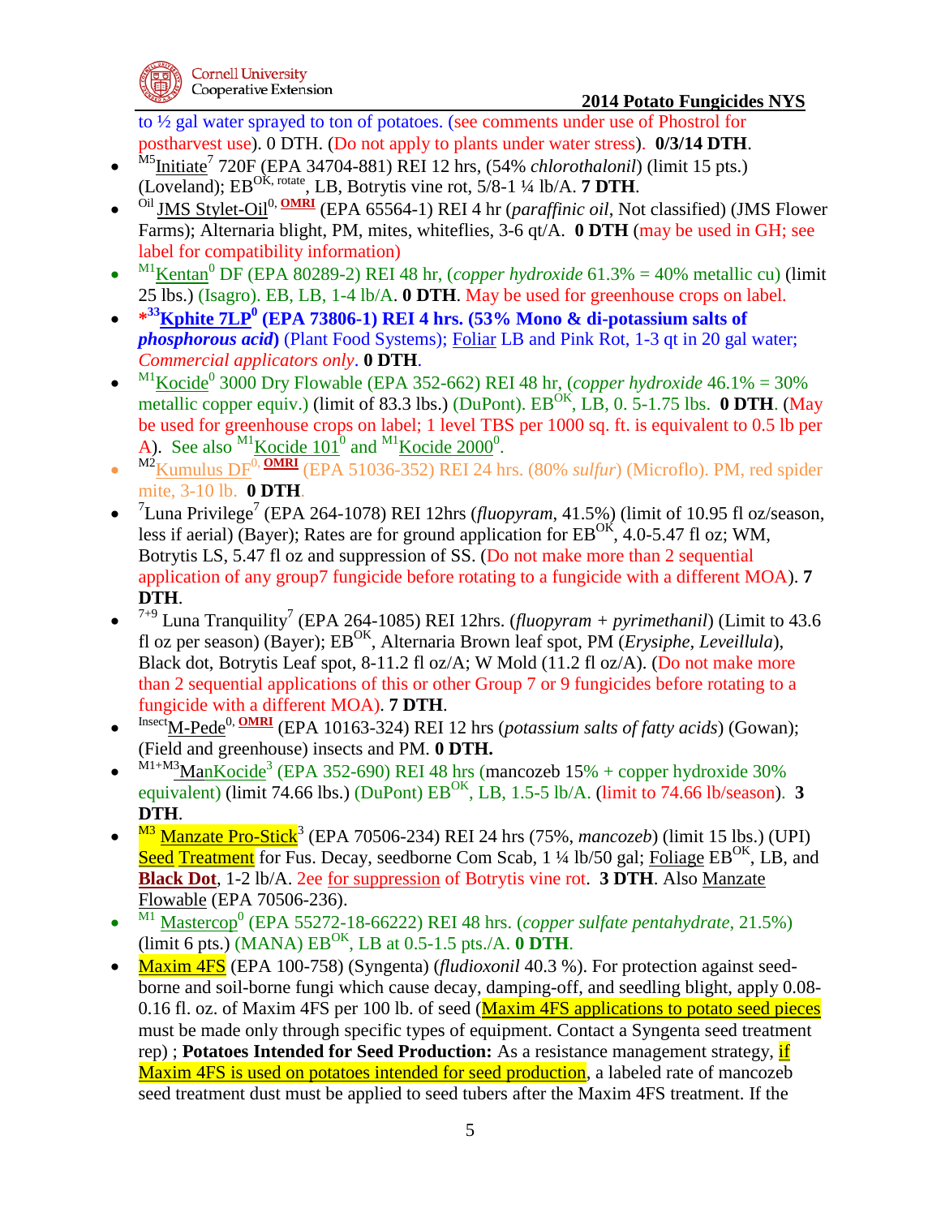to ½ gal water sprayed to ton of potatoes. (see comments under use of Phostrol for postharvest use). 0 DTH. (Do not apply to plants under water stress). **0/3/14 DTH**.

- [M5]Initiate[7] 720F (EPA 34704-881) REI 12 hrs, (54% *chlorothalonil*) (limit 15 pts.) (Loveland); EB[OK, rotate], LB, Botrytis vine rot, 5/8-1 ¼ lb/A. **7 DTH**.
- [Oil] JMS Stylet-Oil[0, OMRI] (EPA 65564-1) REI 4 hr (*paraffinic oil*, Not classified) (JMS Flower Farms); Alternaria blight, PM, mites, whiteflies, 3-6 qt/A. **0 DTH** (may be used in GH; see label for compatibility information)
- [M1]Kentan[0] DF (EPA 80289-2) REI 48 hr, (*copper hydroxide* 61.3% = 40% metallic cu) (limit 25 lbs.) (Isagro). EB, LB, 1-4 lb/A. **0 DTH**. May be used for greenhouse crops on label.
- ***[33]Kphite 7LP[0] (EPA 73806-1) REI 4 hrs. (53% Mono & di-potassium salts of *phosphorous acid*)** (Plant Food Systems); Foliar LB and Pink Rot, 1-3 qt in 20 gal water; *Commercial applicators only*. **0 DTH**.
- [M1]Kocide[0] 3000 Dry Flowable (EPA 352-662) REI 48 hr, (*copper hydroxide* 46.1% = 30% metallic copper equiv.) (limit of 83.3 lbs.) (DuPont). EB[OK], LB, 0. 5-1.75 lbs. **0 DTH**. (May be used for greenhouse crops on label; 1 level TBS per 1000 sq. ft. is equivalent to 0.5 lb per A). See also [M1]Kocide 101[0] and [M1]Kocide 2000[0].
- [M2]Kumulus DF[0, OMRI] (EPA 51036-352) REI 24 hrs. (80% *sulfur*) (Microflo). PM, red spider mite, 3-10 lb. **0 DTH**.
- [7]Luna Privilege[7] (EPA 264-1078) REI 12hrs (*fluopyram*, 41.5%) (limit of 10.95 fl oz/season, less if aerial) (Bayer); Rates are for ground application for EB[OK], 4.0-5.47 fl oz; WM, Botrytis LS, 5.47 fl oz and suppression of SS. (Do not make more than 2 sequential application of any group7 fungicide before rotating to a fungicide with a different MOA). **7 DTH**.
- [7+9] Luna Tranquility[7] (EPA 264-1085) REI 12hrs. (*fluopyram* + *pyrimethanil*) (Limit to 43.6 fl oz per season) (Bayer); EB[OK], Alternaria Brown leaf spot, PM (*Erysiphe*, *Leveillula*), Black dot, Botrytis Leaf spot, 8-11.2 fl oz/A; W Mold (11.2 fl oz/A). (Do not make more than 2 sequential applications of this or other Group 7 or 9 fungicides before rotating to a fungicide with a different MOA). **7 DTH**.
- [Insect]M-Pede[0, OMRI] (EPA 10163-324) REI 12 hrs (*potassium salts of fatty acids*) (Gowan); (Field and greenhouse) insects and PM. **0 DTH.**
- [M1+M3]ManKocide[3] (EPA 352-690) REI 48 hrs (mancozeb 15% + copper hydroxide 30% equivalent) (limit 74.66 lbs.) (DuPont) EB[OK], LB, 1.5-5 lb/A. (limit to 74.66 lb/season). **3 DTH**.
- [M3] Manzate Pro-Stick[3] (EPA 70506-234) REI 24 hrs (75%, *mancozeb*) (limit 15 lbs.) (UPI) Seed Treatment for Fus. Decay, seedborne Com Scab, 1 ¼ lb/50 gal; Foliage EB[OK], LB, and **Black Dot**, 1-2 lb/A. 2ee for suppression of Botrytis vine rot. **3 DTH**. Also Manzate Flowable (EPA 70506-236).
- [M1] Mastercop[0] (EPA 55272-18-66222) REI 48 hrs. (*copper sulfate pentahydrate*, 21.5%) (limit 6 pts.) (MANA) EB[OK], LB at 0.5-1.5 pts./A. **0 DTH**.
- Maxim 4FS (EPA 100-758) (Syngenta) (*fludioxonil* 40.3 %). For protection against seed-borne and soil-borne fungi which cause decay, damping-off, and seedling blight, apply 0.08-0.16 fl. oz. of Maxim 4FS per 100 lb. of seed (Maxim 4FS applications to potato seed pieces must be made only through specific types of equipment. Contact a Syngenta seed treatment rep) ; **Potatoes Intended for Seed Production:** As a resistance management strategy, if Maxim 4FS is used on potatoes intended for seed production, a labeled rate of mancozeb seed treatment dust must be applied to seed tubers after the Maxim 4FS treatment. If the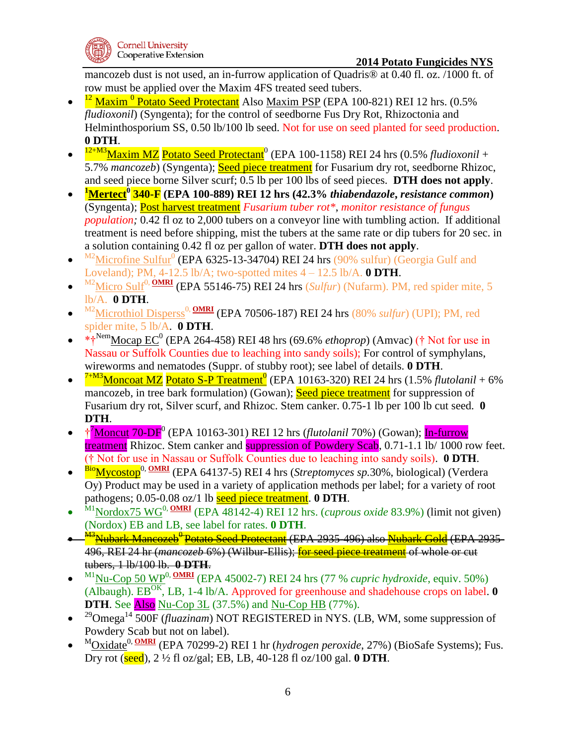mancozeb dust is not used, an in-furrow application of Quadris® at 0.40 fl. oz. /1000 ft. of row must be applied over the Maxim 4FS treated seed tubers.

- [12] Maxim [0] Potato Seed Protectant Also Maxim PSP (EPA 100-821) REI 12 hrs. (0.5% *fludioxonil*) (Syngenta); for the control of seedborne Fus Dry Rot, Rhizoctonia and Helminthosporium SS, 0.50 lb/100 lb seed. Not for use on seed planted for seed production. **0 DTH**.
- [12+M3]Maxim MZ Potato Seed Protectant[0] (EPA 100-1158) REI 24 hrs (0.5% *fludioxonil* + 5.7% *mancozeb*) (Syngenta); Seed piece treatment for Fusarium dry rot, seedborne Rhizoc, and seed piece borne Silver scurf; 0.5 lb per 100 lbs of seed pieces. **DTH does not apply**.
- **[1]Mertect[0] 340-F (EPA 100-889) REI 12 hrs (42.3% *thiabendazole*, *resistance common*)** (Syngenta); Post harvest treatment *Fusarium tuber rot**, *monitor resistance of fungus population;* 0.42 fl oz to 2,000 tubers on a conveyor line with tumbling action. If additional treatment is need before shipping, mist the tubers at the same rate or dip tubers for 20 sec. in a solution containing 0.42 fl oz per gallon of water. **DTH does not apply**.
- [M2]Microfine Sulfur[0] (EPA 6325-13-34704) REI 24 hrs (90% sulfur) (Georgia Gulf and Loveland); PM, 4-12.5 lb/A; two-spotted mites 4 – 12.5 lb/A. **0 DTH**.
- [M2]Micro Sulf[0, OMRI] (EPA 55146-75) REI 24 hrs (*Sulfur*) (Nufarm). PM, red spider mite, 5 lb/A. **0 DTH**.
- [M2]Microthiol Disperss[0, OMRI] (EPA 70506-187) REI 24 hrs (80% *sulfur*) (UPI); PM, red spider mite, 5 lb/A. **0 DTH**.
- *†[Nem]Mocap EC[0] (EPA 264-458) REI 48 hrs (69.6% *ethoprop*) (Amvac) († Not for use in Nassau or Suffolk Counties due to leaching into sandy soils); For control of symphylans, wireworms and nematodes (Suppr. of stubby root); see label of details. **0 DTH**.
- [7+M3]Moncoat MZ Potato S-P Treatment[0] (EPA 10163-320) REI 24 hrs (1.5% *flutolanil* + 6% mancozeb, in tree bark formulation) (Gowan); Seed piece treatment for suppression of Fusarium dry rot, Silver scurf, and Rhizoc. Stem canker. 0.75-1 lb per 100 lb cut seed. **0 DTH**.
- †[7]Moncut 70-DF[0] (EPA 10163-301) REI 12 hrs (*flutolanil* 70%) (Gowan); In-furrow treatment Rhizoc. Stem canker and suppression of Powdery Scab, 0.71-1.1 lb/ 1000 row feet. († Not for use in Nassau or Suffolk Counties due to leaching into sandy soils). **0 DTH**.
- [Bio]Mycostop[0, OMRI] (EPA 64137-5) REI 4 hrs (*Streptomyces sp.*30%, biological) (Verdera Oy) Product may be used in a variety of application methods per label; for a variety of root pathogens; 0.05-0.08 oz/1 lb seed piece treatment. **0 DTH**.
- [M1]Nordox75 WG[0, OMRI] (EPA 48142-4) REI 12 hrs. (*cuprous oxide* 83.9%) (limit not given) (Nordox) EB and LB, see label for rates. **0 DTH**.
- ~~[M3]Nubark Mancozeb[0] Potato Seed Protectant (EPA 2935-496) also Nubark Gold (EPA 2935-496, REI 24 hr (*mancozeb* 6%) (Wilbur-Ellis); for seed piece treatment of whole or cut tubers, 1 lb/100 lb. **0 DTH**.~~
- [M1]Nu-Cop 50 WP[0, OMRI] (EPA 45002-7) REI 24 hrs (77 % *cupric hydroxide*, equiv. 50%) (Albaugh). EB[OK], LB, 1-4 lb/A. Approved for greenhouse and shadehouse crops on label. **0 DTH**. See Also Nu-Cop 3L (37.5%) and Nu-Cop HB (77%).
- [29]Omega[14] 500F (*fluazinam*) NOT REGISTERED in NYS. (LB, WM, some suppression of Powdery Scab but not on label).
- [M]Oxidate[0, OMRI] (EPA 70299-2) REI 1 hr (*hydrogen peroxide*, 27%) (BioSafe Systems); Fus. Dry rot (seed), 2 ½ fl oz/gal; EB, LB, 40-128 fl oz/100 gal. **0 DTH**.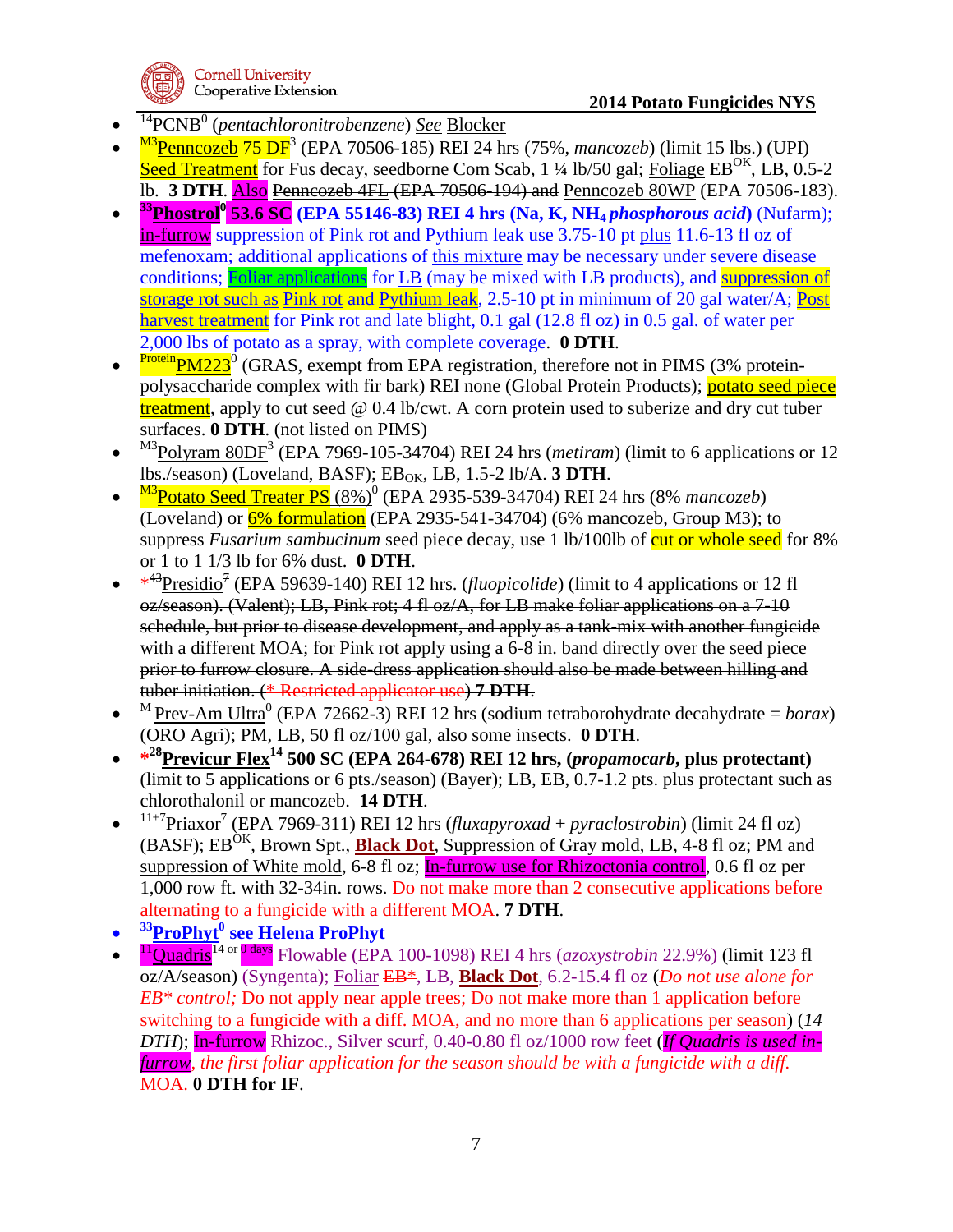- [14]PCNB[0] (*pentachloronitrobenzene*) See Blocker
- [M3]Penncozeb 75 DF[3] (EPA 70506-185) REI 24 hrs (75%, *mancozeb*) (limit 15 lbs.) (UPI) Seed Treatment for Fus decay, seedborne Com Scab, 1 ¼ lb/50 gal; Foliage EB[OK], LB, 0.5-2 lb. **3 DTH**. Also ~~Penncozeb 4FL (EPA 70506-194) and~~ Penncozeb 80WP (EPA 70506-183).
- **[33]Phostrol[0] 53.6 SC (EPA 55146-83) REI 4 hrs (Na, K, $NH_4$ *phosphorous acid*)** (Nufarm); in-furrow suppression of Pink rot and Pythium leak use 3.75-10 pt plus 11.6-13 fl oz of mefenoxam; additional applications of this mixture may be necessary under severe disease conditions; Foliar applications for LB (may be mixed with LB products), and suppression of storage rot such as Pink rot and Pythium leak, 2.5-10 pt in minimum of 20 gal water/A; Post harvest treatment for Pink rot and late blight, 0.1 gal (12.8 fl oz) in 0.5 gal. of water per 2,000 lbs of potato as a spray, with complete coverage. **0 DTH**.
- [Protein]PM223[0] (GRAS, exempt from EPA registration, therefore not in PIMS (3% protein-polysaccharide complex with fir bark) REI none (Global Protein Products); potato seed piece treatment, apply to cut seed @ 0.4 lb/cwt. A corn protein used to suberize and dry cut tuber surfaces. **0 DTH**. (not listed on PIMS)
- [M3]Polyram 80DF[3] (EPA 7969-105-34704) REI 24 hrs (*metiram*) (limit to 6 applications or 12 lbs./season) (Loveland, BASF); $EB_{OK}$, LB, 1.5-2 lb/A. **3 DTH**.
- [M3]Potato Seed Treater PS (8%)[0] (EPA 2935-539-34704) REI 24 hrs (8% *mancozeb*) (Loveland) or 6% formulation (EPA 2935-541-34704) (6% mancozeb, Group M3); to suppress *Fusarium sambucinum* seed piece decay, use 1 lb/100lb of cut or whole seed for 8% or 1 to 1 1/3 lb for 6% dust. **0 DTH**.
- ~~*[43]Presidio[7] (EPA 59639-140) REI 12 hrs. (*fluopicolide*) (limit to 4 applications or 12 fl oz/season). (Valent); LB, Pink rot; 4 fl oz/A, for LB make foliar applications on a 7-10 schedule, but prior to disease development, and apply as a tank-mix with another fungicide with a different MOA; for Pink rot apply using a 6-8 in. band directly over the seed piece prior to furrow closure. A side-dress application should also be made between hilling and tuber initiation. (* Restricted applicator use) **7 DTH**.~~
- [M]Prev-Am Ultra[0] (EPA 72662-3) REI 12 hrs (sodium tetraborohydrate decahydrate = *borax*) (ORO Agri); PM, LB, 50 fl oz/100 gal, also some insects. **0 DTH**.
- ***[28]Previcur Flex[14] 500 SC (EPA 264-678) REI 12 hrs, (*propamocarb*, plus protectant)** (limit to 5 applications or 6 pts./season) (Bayer); LB, EB, 0.7-1.2 pts. plus protectant such as chlorothalonil or mancozeb. **14 DTH**.
- [11+7]Priaxor[7] (EPA 7969-311) REI 12 hrs (*fluxapyroxad* + *pyraclostrobin*) (limit 24 fl oz) (BASF); EB[OK], Brown Spt., **Black Dot**, Suppression of Gray mold, LB, 4-8 fl oz; PM and suppression of White mold, 6-8 fl oz; In-furrow use for Rhizoctonia control, 0.6 fl oz per 1,000 row ft. with 32-34in. rows. Do not make more than 2 consecutive applications before alternating to a fungicide with a different MOA. **7 DTH**.
- **[33]ProPhyt[0] see Helena ProPhyt**
- [11]Quadris[14 or 0 days] Flowable (EPA 100-1098) REI 4 hrs (*azoxystrobin* 22.9%) (limit 123 fl oz/A/season) (Syngenta); Foliar ~~EB*~~, LB, **Black Dot**, 6.2-15.4 fl oz (*Do not use alone for EB* control;* Do not apply near apple trees; Do not make more than 1 application before switching to a fungicide with a diff. MOA, and no more than 6 applications per season) (*14 DTH*); In-furrow Rhizoc., Silver scurf, 0.40-0.80 fl oz/1000 row feet (***If Quadris is used in-furrow****, the first foliar application for the season should be with a fungicide with a diff.* MOA. **0 DTH for IF**.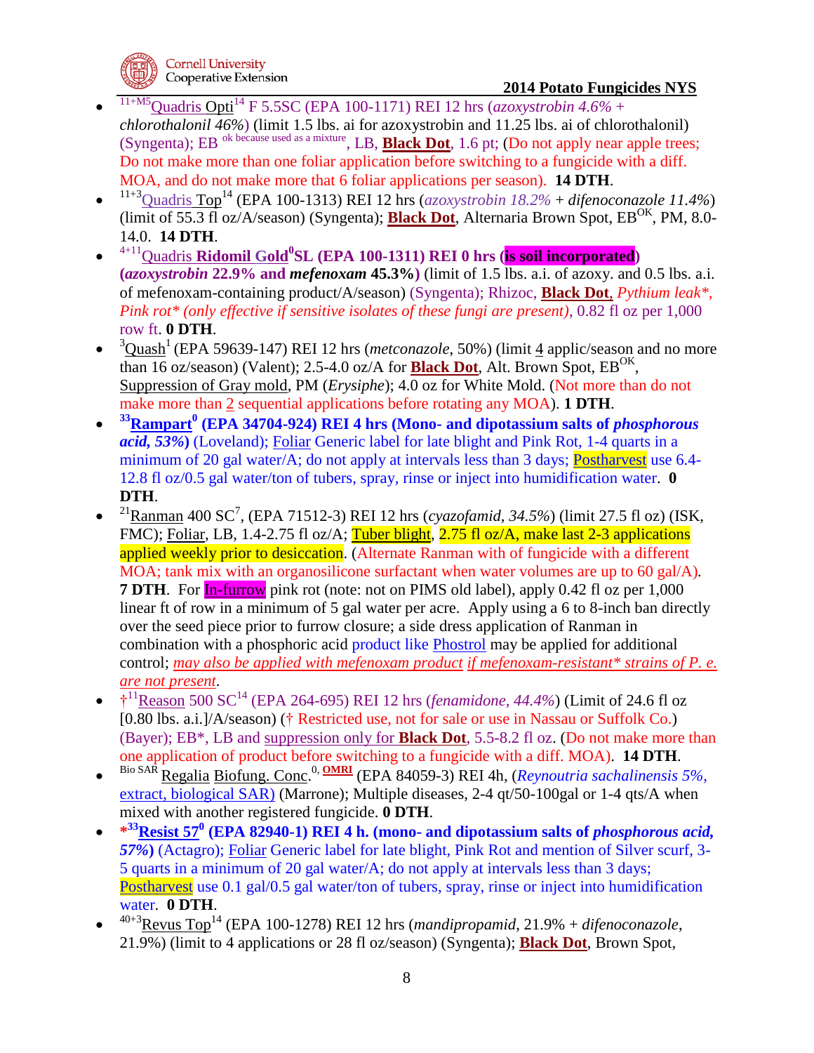- [11+M5]Quadris Opti[14] F 5.5SC (EPA 100-1171) REI 12 hrs (*azoxystrobin 4.6% + chlorothalonil 46%*) (limit 1.5 lbs. ai for azoxystrobin and 11.25 lbs. ai of chlorothalonil) (Syngenta); EB [ok because used as a mixture], LB, **Black Dot**, 1.6 pt; (Do not apply near apple trees; Do not make more than one foliar application before switching to a fungicide with a diff. MOA, and do not make more that 6 foliar applications per season). **14 DTH**.
- [11+3]Quadris Top[14] (EPA 100-1313) REI 12 hrs (*azoxystrobin 18.2% + difenoconazole 11.4%*) (limit of 55.3 fl oz/A/season) (Syngenta); **Black Dot**, Alternaria Brown Spot, EB[OK], PM, 8.0-14.0. **14 DTH**.
- [4+11]Quadris **Ridomil Gold[0]SL (EPA 100-1311) REI 0 hrs (is soil incorporated) (*azoxystrobin* 22.9% and *mefenoxam* 45.3%)** (limit of 1.5 lbs. a.i. of azoxy. and 0.5 lbs. a.i. of mefenoxam-containing product/A/season) (Syngenta); Rhizoc, **Black Dot**, *Pythium leak\*, Pink rot\* (only effective if sensitive isolates of these fungi are present)*, 0.82 fl oz per 1,000 row ft. **0 DTH**.
- [3]Quash[1] (EPA 59639-147) REI 12 hrs (*metconazole*, 50%) (limit 4 applic/season and no more than 16 oz/season) (Valent); 2.5-4.0 oz/A for **Black Dot**, Alt. Brown Spot, EB[OK], Suppression of Gray mold, PM (*Erysiphe*); 4.0 oz for White Mold. (Not more than do not make more than 2 sequential applications before rotating any MOA). **1 DTH**.
- **[33]Rampart[0] (EPA 34704-924) REI 4 hrs (Mono- and dipotassium salts of *phosphorous acid, 53%*)** (Loveland); Foliar Generic label for late blight and Pink Rot, 1-4 quarts in a minimum of 20 gal water/A; do not apply at intervals less than 3 days; Postharvest use 6.4-12.8 fl oz/0.5 gal water/ton of tubers, spray, rinse or inject into humidification water. **0 DTH**.
- [21]Ranman 400 SC[7], (EPA 71512-3) REI 12 hrs (*cyazofamid, 34.5%*) (limit 27.5 fl oz) (ISK, FMC); Foliar, LB, 1.4-2.75 fl oz/A; Tuber blight, 2.75 fl oz/A, make last 2-3 applications applied weekly prior to desiccation. (Alternate Ranman with of fungicide with a different MOA; tank mix with an organosilicone surfactant when water volumes are up to 60 gal/A). **7 DTH**. For In-furrow pink rot (note: not on PIMS old label), apply 0.42 fl oz per 1,000 linear ft of row in a minimum of 5 gal water per acre. Apply using a 6 to 8-inch ban directly over the seed piece prior to furrow closure; a side dress application of Ranman in combination with a phosphoric acid product like Phostrol may be applied for additional control; *may also be applied with mefenoxam product if mefenoxam-resistant\* strains of P. e. are not present*.
- †[11]Reason 500 SC[14] (EPA 264-695) REI 12 hrs (*fenamidone, 44.4%*) (Limit of 24.6 fl oz [0.80 lbs. a.i.]/A/season) († Restricted use, not for sale or use in Nassau or Suffolk Co.) (Bayer); EB\*, LB and suppression only for **Black Dot**, 5.5-8.2 fl oz. (Do not make more than one application of product before switching to a fungicide with a diff. MOA). **14 DTH**.
- [Bio SAR] Regalia Biofung. Conc.[0,] **OMRI** (EPA 84059-3) REI 4h, (*Reynoutria sachalinensis 5%*, extract, biological SAR) (Marrone); Multiple diseases, 2-4 qt/50-100gal or 1-4 qts/A when mixed with another registered fungicide. **0 DTH**.
- **\*[33]Resist 57[0] (EPA 82940-1) REI 4 h. (mono- and dipotassium salts of *phosphorous acid, 57%*)** (Actagro); Foliar Generic label for late blight, Pink Rot and mention of Silver scurf, 3-5 quarts in a minimum of 20 gal water/A; do not apply at intervals less than 3 days; Postharvest use 0.1 gal/0.5 gal water/ton of tubers, spray, rinse or inject into humidification water. **0 DTH**.
- [40+3]Revus Top[14] (EPA 100-1278) REI 12 hrs (*mandipropamid*, 21.9% + *difenoconazole*, 21.9%) (limit to 4 applications or 28 fl oz/season) (Syngenta); **Black Dot**, Brown Spot,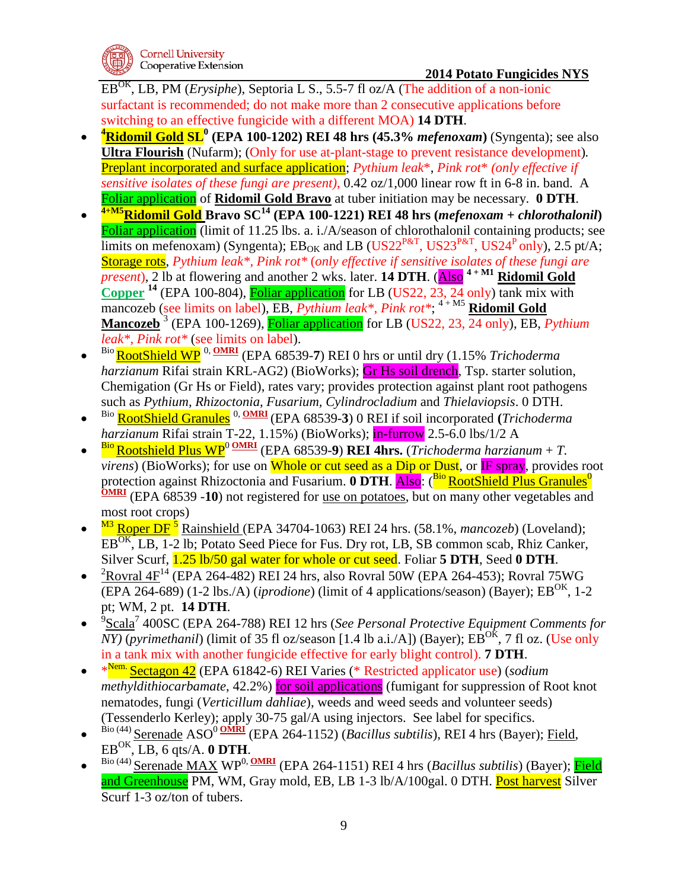EB[OK], LB, PM (*Erysiphe*), Septoria L S., 5.5-7 fl oz/A (The addition of a non-ionic surfactant is recommended; do not make more than 2 consecutive applications before switching to an effective fungicide with a different MOA) **14 DTH**.

- [4]**Ridomil Gold SL**[0] **(EPA 100-1202) REI 48 hrs (45.3% *mefenoxam*)** (Syngenta); see also **Ultra Flourish** (Nufarm); (Only for use at-plant-stage to prevent resistance development). Preplant incorporated and surface application; *Pythium leak\*, Pink rot\* (only effective if sensitive isolates of these fungi are present),* 0.42 oz/1,000 linear row ft in 6-8 in. band. A Foliar application of **Ridomil Gold Bravo** at tuber initiation may be necessary. **0 DTH**.
- [4+M5]**Ridomil Gold Bravo SC**[14] **(EPA 100-1221) REI 48 hrs (*mefenoxam + chlorothalonil*)** Foliar application (limit of 11.25 lbs. a. i./A/season of chlorothalonil containing products; see limits on mefenoxam) (Syngenta); $EB_{OK}$ and LB (US22[P&T], US23[P&T], US24[P] only), 2.5 pt/A; Storage rots, *Pythium leak\*, Pink rot\* (only effective if sensitive isolates of these fungi are present)*, 2 lb at flowering and another 2 wks. later. **14 DTH**. (Also [4 + M1] **Ridomil Gold Copper** [14] (EPA 100-804), Foliar application for LB (US22, 23, 24 only) tank mix with mancozeb (see limits on label), EB, *Pythium leak\*, Pink rot\**; [4 + M5] **Ridomil Gold Mancozeb** [3] (EPA 100-1269), Foliar application for LB (US22, 23, 24 only), EB, *Pythium leak\*, Pink rot\** (see limits on label).
- [Bio] RootShield WP [0, OMRI] (EPA 68539-**7**) REI 0 hrs or until dry (1.15% *Trichoderma harzianum* Rifai strain KRL-AG2) (BioWorks); Gr Hs soil drench, Tsp. starter solution, Chemigation (Gr Hs or Field), rates vary; provides protection against plant root pathogens such as *Pythium, Rhizoctonia, Fusarium, Cylindrocladium* and *Thielaviopsis*. 0 DTH.
- [Bio] RootShield Granules [0, OMRI] (EPA 68539-**3**) 0 REI if soil incorporated **(***Trichoderma harzianum* Rifai strain T-22, 1.15%) (BioWorks); in-furrow 2.5-6.0 lbs/1/2 A
- [Bio] Rootshield Plus WP[0] [OMRI] (EPA 68539-**9**) **REI 4hrs.** (*Trichoderma harzianum + T. virens*) (BioWorks); for use on Whole or cut seed as a Dip or Dust, or IF spray, provides root protection against Rhizoctonia and Fusarium. **0 DTH**. Also: ([Bio] RootShield Plus Granules[0] [OMRI] (EPA 68539 -**10**) not registered for use on potatoes, but on many other vegetables and most root crops)
- [M3] Roper DF [5] Rainshield (EPA 34704-1063) REI 24 hrs. (58.1%, *mancozeb*) (Loveland); EB[OK], LB, 1-2 lb; Potato Seed Piece for Fus. Dry rot, LB, SB common scab, Rhiz Canker, Silver Scurf, 1.25 lb/50 gal water for whole or cut seed. Foliar **5 DTH**, Seed **0 DTH**.
- [2]Rovral 4F[14] (EPA 264-482) REI 24 hrs, also Rovral 50W (EPA 264-453); Rovral 75WG (EPA 264-689) (1-2 lbs./A) (*iprodione*) (limit of 4 applications/season) (Bayer); EB[OK], 1-2 pt; WM, 2 pt. **14 DTH**.
- [9]Scala[7] 400SC (EPA 264-788) REI 12 hrs (*See Personal Protective Equipment Comments for NY)* (*pyrimethanil*) (limit of 35 fl oz/season [1.4 lb a.i./A]) (Bayer); EB[OK], 7 fl oz. (Use only in a tank mix with another fungicide effective for early blight control). **7 DTH**.
- \*[Nem.] Sectagon 42 (EPA 61842-6) REI Varies (\* Restricted applicator use) (*sodium methyldithiocarbamate*, 42.2%) for soil applications (fumigant for suppression of Root knot nematodes, fungi (*Verticillum dahliae*), weeds and weed seeds and volunteer seeds) (Tessenderlo Kerley); apply 30-75 gal/A using injectors. See label for specifics.
- [Bio (44)] Serenade ASO[0] [OMRI] (EPA 264-1152) (*Bacillus subtilis*), REI 4 hrs (Bayer); Field, EB[OK], LB, 6 qts/A. **0 DTH**.
- [Bio (44)] Serenade MAX WP[0, OMRI] (EPA 264-1151) REI 4 hrs (*Bacillus subtilis*) (Bayer); Field and Greenhouse PM, WM, Gray mold, EB, LB 1-3 lb/A/100gal. 0 DTH. Post harvest Silver Scurf 1-3 oz/ton of tubers.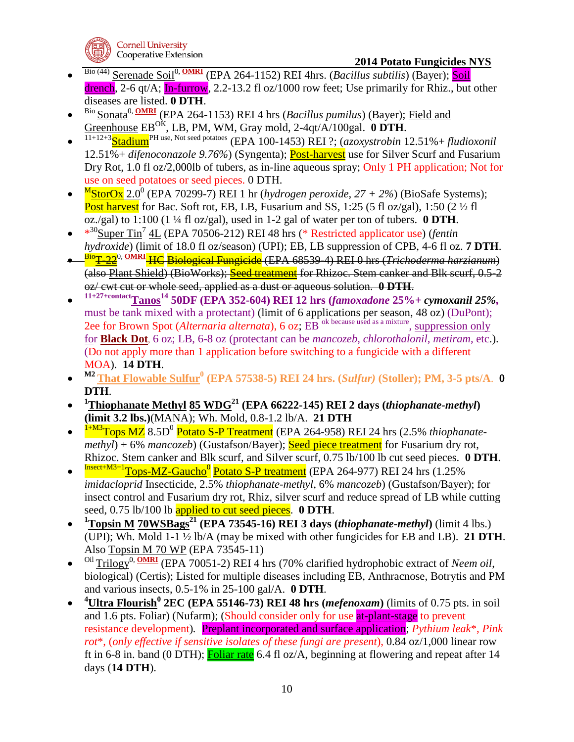- [Bio (44)] Serenade Soil[0, OMRI] (EPA 264-1152) REI 4hrs. (*Bacillus subtilis*) (Bayer); Soil drench, 2-6 qt/A; In-furrow, 2.2-13.2 fl oz/1000 row feet; Use primarily for Rhiz., but other diseases are listed. **0 DTH**.
- [Bio] Sonata[0, OMRI] (EPA 264-1153) REI 4 hrs (*Bacillus pumilus*) (Bayer); Field and Greenhouse EB[OK], LB, PM, WM, Gray mold, 2-4qt/A/100gal. **0 DTH**.
- [11+12+3] Stadium[PH use, Not seed potatoes] (EPA 100-1453) REI ?; (*azoxystrobin* 12.51%+ *fludioxonil* 12.51%+ *difenoconazole 9.76%*) (Syngenta); Post-harvest use for Silver Scurf and Fusarium Dry Rot, 1.0 fl oz/2,000lb of tubers, as in-line aqueous spray; Only 1 PH application; Not for use on seed potatoes or seed pieces. 0 DTH.
- [M] StorOx 2.0[0] (EPA 70299-7) REI 1 hr (*hydrogen peroxide, 27 + 2%*) (BioSafe Systems); Post harvest for Bac. Soft rot, EB, LB, Fusarium and SS, 1:25 (5 fl oz/gal), 1:50 (2 ½ fl oz./gal) to 1:100 (1 ¼ fl oz/gal), used in 1-2 gal of water per ton of tubers. **0 DTH**.
- *[30] Super Tin[7] 4L (EPA 70506-212) REI 48 hrs (* Restricted applicator use) (*fentin hydroxide*) (limit of 18.0 fl oz/season) (UPI); EB, LB suppression of CPB, 4-6 fl oz. **7 DTH**.
- ~~[Bio] T-22[0, OMRI] HC Biological Fungicide (EPA 68539-4) REI 0 hrs (*Trichoderma harzianum*) (also Plant Shield) (BioWorks); Seed treatment for Rhizoc. Stem canker and Blk scurf, 0.5-2 oz/ cwt cut or whole seed, applied as a dust or aqueous solution. **0 DTH**.~~
- [11+27+contact] **Tanos[14] 50DF (EPA 352-604) REI 12 hrs (*famoxadone* 25%+ *cymoxanil 25%*,** must be tank mixed with a protectant) (limit of 6 applications per season, 48 oz) (DuPont); 2ee for Brown Spot (*Alternaria alternata*), 6 oz; EB [ok because used as a mixture], suppression only for **Black Dot**, 6 oz; LB, 6-8 oz (protectant can be *mancozeb*, *chlorothalonil*, *metiram*, etc.). (Do not apply more than 1 application before switching to a fungicide with a different MOA). **14 DTH**.
- **[M2] That Flowable Sulfur[0] (EPA 57538-5) REI 24 hrs. (*Sulfur*) (Stoller); PM, 3-5 pts/A. 0 DTH**.
- **[1] Thiophanate Methyl 85 WDG[21] (EPA 66222-145) REI 2 days (*thiophanate-methyl*) (limit 3.2 lbs.)**(MANA); Wh. Mold, 0.8-1.2 lb/A. **21 DTH**
- [1+M3] Tops MZ 8.5D[0] Potato S-P Treatment (EPA 264-958) REI 24 hrs (2.5% *thiophanate-methyl*) + 6% *mancozeb*) (Gustafson/Bayer); Seed piece treatment for Fusarium dry rot, Rhizoc. Stem canker and Blk scurf, and Silver scurf, 0.75 lb/100 lb cut seed pieces. **0 DTH**.
- [Insect+M3+1] Tops-MZ-Gaucho[0] Potato S-P treatment (EPA 264-977) REI 24 hrs (1.25% *imidacloprid* Insecticide, 2.5% *thiophanate-methyl*, 6% *mancozeb*) (Gustafson/Bayer); for insect control and Fusarium dry rot, Rhiz, silver scurf and reduce spread of LB while cutting seed, 0.75 lb/100 lb applied to cut seed pieces. **0 DTH**.
- **[1] Topsin M 70WSBags[21] (EPA 73545-16) REI 3 days (*thiophanate-methyl*)** (limit 4 lbs.) (UPI); Wh. Mold 1-1 ½ lb/A (may be mixed with other fungicides for EB and LB). **21 DTH**. Also Topsin M 70 WP (EPA 73545-11)
- [Oil] Trilogy[0, OMRI] (EPA 70051-2) REI 4 hrs (70% clarified hydrophobic extract of *Neem oil*, biological) (Certis); Listed for multiple diseases including EB, Anthracnose, Botrytis and PM and various insects, 0.5-1% in 25-100 gal/A. **0 DTH**.
- **[4] Ultra Flourish[0] 2EC (EPA 55146-73) REI 48 hrs (*mefenoxam*)** (limits of 0.75 pts. in soil and 1.6 pts. Foliar) (Nufarm); (Should consider only for use at-plant-stage to prevent resistance development). Preplant incorporated and surface application; *Pythium leak*\*, *Pink rot*\*, (*only effective if sensitive isolates of these fungi are present*), 0.84 oz/1,000 linear row ft in 6-8 in. band (0 DTH); Foliar rate 6.4 fl oz/A, beginning at flowering and repeat after 14 days (**14 DTH**).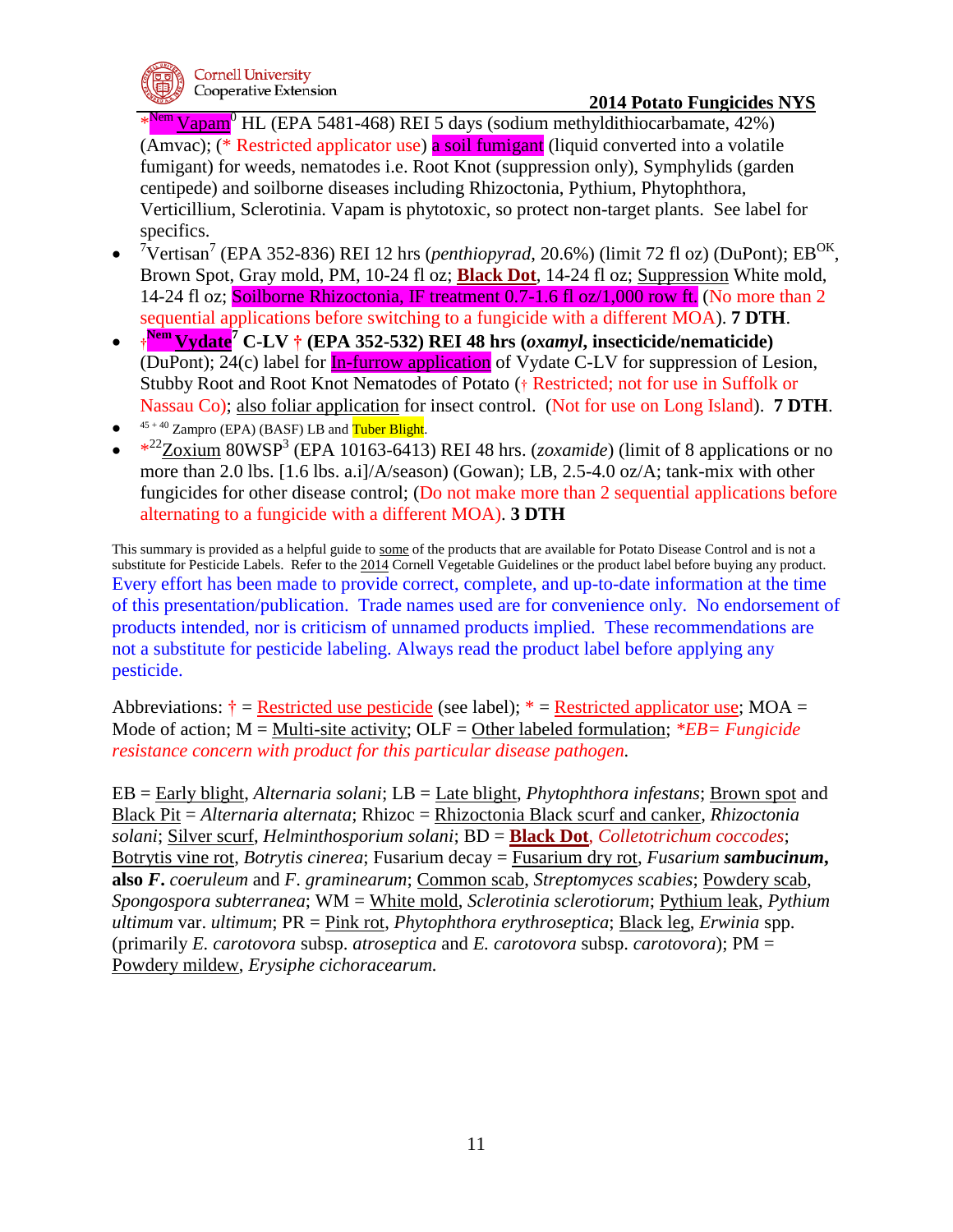*[Nem] Vapam[0] HL (EPA 5481-468) REI 5 days (sodium methyldithiocarbamate, 42%) (Amvac); (* Restricted applicator use) a soil fumigant (liquid converted into a volatile fumigant) for weeds, nematodes i.e. Root Knot (suppression only), Symphylids (garden centipede) and soilborne diseases including Rhizoctonia, Pythium, Phytophthora, Verticillium, Sclerotinia. Vapam is phytotoxic, so protect non-target plants. See label for specifics.

- [7]Vertisan[7] (EPA 352-836) REI 12 hrs (*penthiopyrad*, 20.6%) (limit 72 fl oz) (DuPont); EB[OK], Brown Spot, Gray mold, PM, 10-24 fl oz; **Black Dot**, 14-24 fl oz; Suppression White mold, 14-24 fl oz; Soilborne Rhizoctonia, IF treatment 0.7-1.6 fl oz/1,000 row ft. (No more than 2 sequential applications before switching to a fungicide with a different MOA). **7 DTH**.
- †[Nem] **Vydate[7] C-LV † (EPA 352-532) REI 48 hrs (*oxamyl*, insecticide/nematicide)** (DuPont); 24(c) label for In-furrow application of Vydate C-LV for suppression of Lesion, Stubby Root and Root Knot Nematodes of Potato († Restricted; not for use in Suffolk or Nassau Co); also foliar application for insect control. (Not for use on Long Island). **7 DTH**.
- [45 + 40] Zampro (EPA) (BASF) LB and Tuber Blight.
- *[22]Zoxium 80WSP[3] (EPA 10163-6413) REI 48 hrs. (*zoxamide*) (limit of 8 applications or no more than 2.0 lbs. [1.6 lbs. a.i]/A/season) (Gowan); LB, 2.5-4.0 oz/A; tank-mix with other fungicides for other disease control; (Do not make more than 2 sequential applications before alternating to a fungicide with a different MOA). **3 DTH**

This summary is provided as a helpful guide to some of the products that are available for Potato Disease Control and is not a substitute for Pesticide Labels. Refer to the 2014 Cornell Vegetable Guidelines or the product label before buying any product. Every effort has been made to provide correct, complete, and up-to-date information at the time of this presentation/publication. Trade names used are for convenience only. No endorsement of products intended, nor is criticism of unnamed products implied. These recommendations are not a substitute for pesticide labeling. Always read the product label before applying any pesticide.

Abbreviations: † = Restricted use pesticide (see label); * = Restricted applicator use; MOA = Mode of action; M = Multi-site activity; OLF = Other labeled formulation; **EB= Fungicide resistance concern with product for this particular disease pathogen.*

EB = Early blight, *Alternaria solani*; LB = Late blight, *Phytophthora infestans*; Brown spot and Black Pit = *Alternaria alternata*; Rhizoc = Rhizoctonia Black scurf and canker, *Rhizoctonia solani*; Silver scurf, *Helminthosporium solani*; BD = **Black Dot**, *Colletotrichum coccodes*; Botrytis vine rot, *Botrytis cinerea*; Fusarium decay = Fusarium dry rot, *Fusarium* ***sambucinum*****, also** ***F.*** *coeruleum* and *F. graminearum*; Common scab, *Streptomyces scabies*; Powdery scab, *Spongospora subterranea*; WM = White mold, *Sclerotinia sclerotiorum*; Pythium leak, *Pythium ultimum* var. *ultimum*; PR = Pink rot, *Phytophthora erythroseptica*; Black leg, *Erwinia* spp. (primarily *E. carotovora* subsp. *atroseptica* and *E. carotovora* subsp. *carotovora*); PM = Powdery mildew, *Erysiphe cichoracearum.*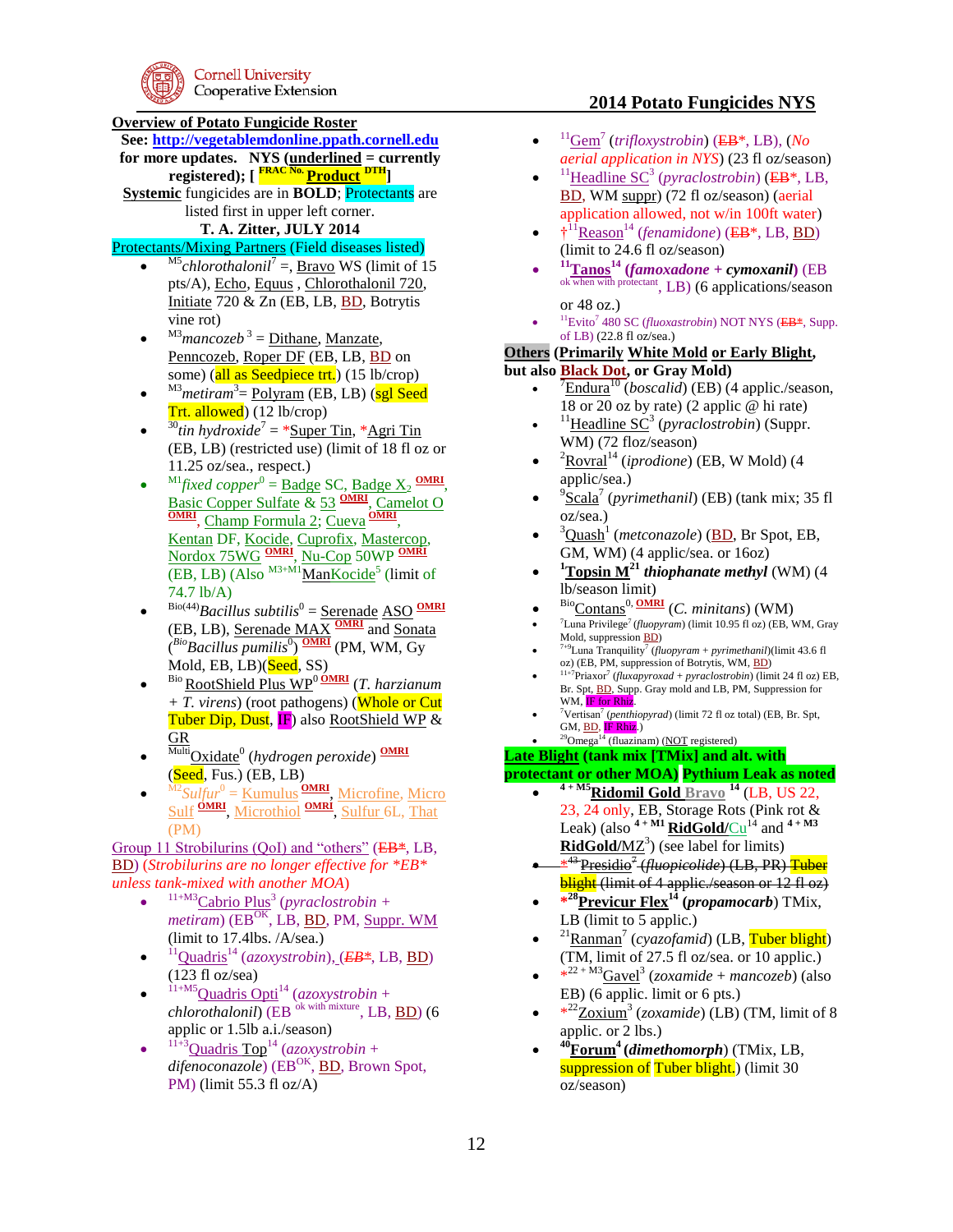**Cornell University Cooperative Extension**

## 2014 Potato Fungicides NYS

**Overview of Potato Fungicide Roster**

**See: http://vegetablemdonline.ppath.cornell.edu for more updates. NYS (underlined = currently registered); [ FRAC No. Product DTH]**

**Systemic** fungicides are in **BOLD**; Protectants are listed first in upper left corner.

**T. A. Zitter, JULY 2014**

### Protectants/Mixing Partners (Field diseases listed)

- M5 *chlorothalonil* 7 =, Bravo WS (limit of 15 pts/A), Echo, Equus , Chlorothalonil 720, Initiate 720 & Zn (EB, LB, BD, Botrytis vine rot)
- M3 *mancozeb* 3 = Dithane, Manzate, Penncozeb, Roper DF (EB, LB, BD on some) (all as Seedpiece trt.) (15 lb/crop)
- M3 *metiram* 3 = Polyram (EB, LB) (sgl Seed Trt. allowed) (12 lb/crop)
- 30 *tin hydroxide* 7 = *Super Tin, *Agri Tin (EB, LB) (restricted use) (limit of 18 fl oz or 11.25 oz/sea., respect.)
- M1 *fixed copper* 0 = Badge SC, Badge $X_2$ OMRI, Basic Copper Sulfate & 53 OMRI, Camelot O OMRI, Champ Formula 2; Cueva OMRI, Kentan DF, Kocide, Cuprofix, Mastercop, Nordox 75WG OMRI, Nu-Cop 50WP OMRI (EB, LB) (Also M3+M1 ManKocide 5 (limit of 74.7 lb/A)
- Bio(44) *Bacillus subtilis* 0 = Serenade ASO OMRI (EB, LB), Serenade MAX OMRI and Sonata (Bio *Bacillus pumilis* 0) OMRI (PM, WM, Gy Mold, EB, LB)(Seed, SS)
- Bio RootShield Plus WP 0 OMRI (*T. harzianum* + *T. virens*) (root pathogens) (Whole or Cut Tuber Dip, Dust, IF) also RootShield WP & GR
- Multi Oxidate 0 (*hydrogen peroxide*) OMRI (Seed, Fus.) (EB, LB)
- M2 *Sulfur* 0 = Kumulus OMRI, Microfine, Micro Sulf OMRI, Microthiol OMRI, Sulfur 6L, That (PM)

### Group 11 Strobilurins (QoI) and "others" (~~EB*~~, LB, BD) (*Strobilurins are no longer effective for *EB* unless tank-mixed with another MOA*)

- 11+M3 Cabrio Plus 3 (*pyraclostrobin + metiram*) (EB OK, LB, BD, PM, Suppr. WM (limit to 17.4lbs. /A/sea.)
- 11 Quadris 14 (*azoxystrobin*), (~~*EB**~~, LB, BD) (123 fl oz/sea)
- 11+M5 Quadris Opti 14 (*azoxystrobin + chlorothalonil*) (EB ok with mixture, LB, BD) (6 applic or 1.5lb a.i./season)
- 11+3 Quadris Top 14 (*azoxystrobin + difenoconazole*) (EB OK, BD, Brown Spot, PM) (limit 55.3 fl oz/A)
- 11 Gem 7 (*trifloxystrobin*) (~~EB*~~, LB), (*No aerial application in NYS*) (23 fl oz/season)
- 11 Headline SC 3 (*pyraclostrobin*) (~~EB*~~, LB, BD, WM suppr) (72 fl oz/season) (aerial application allowed, not w/in 100ft water)
- † 11 Reason 14 (*fenamidone*) (~~EB*~~, LB, BD) (limit to 24.6 fl oz/season)
- **11 Tanos 14 (*famoxadone + cymoxanil*)** (EB ok when with protectant, LB) (6 applications/season or 48 oz.)
- 11 Evito 7 480 SC (*fluoxastrobin*) NOT NYS (~~EB*~~, Supp. of LB) (22.8 fl oz/sea.)

### Others (Primarily White Mold or Early Blight, but also Black Dot, or Gray Mold)

- 7 Endura 10 (*boscalid*) (EB) (4 applic./season, 18 or 20 oz by rate) (2 applic @ hi rate)
- 11 Headline SC 3 (*pyraclostrobin*) (Suppr. WM) (72 floz/season)
- 2 Rovral 14 (*iprodione*) (EB, W Mold) (4 applic/sea.)
- 9 Scala 7 (*pyrimethanil*) (EB) (tank mix; 35 fl oz/sea.)
- 3 Quash 1 (*metconazole*) (BD, Br Spot, EB, GM, WM) (4 applic/sea. or 16oz)
- **1 Topsin M 21 *thiophanate methyl*** (WM) (4 lb/season limit)
- Bio Contans 0, OMRI (*C. minitans*) (WM)
- 7 Luna Privilege 7 (*fluopyram*) (limit 10.95 fl oz) (EB, WM, Gray Mold, suppression BD)
- 7+9 Luna Tranquility 7 (*fluopyram + pyrimethanil*)(limit 43.6 fl oz) (EB, PM, suppression of Botrytis, WM, BD)
- 11+7 Priaxor 7 (*fluxapyroxad + pyraclostrobin*) (limit 24 fl oz) EB, Br. Spt, BD, Supp. Gray mold and LB, PM, Suppression for WM, IF for Rhiz.
- 7 Vertisan 7 (*penthiopyrad*) (limit 72 fl oz total) (EB, Br. Spt, GM, BD, IF Rhiz.)
- 29 Omega 14 (fluazinam) (NOT registered)

### Late Blight (tank mix [TMix] and alt. with protectant or other MOA) Pythium Leak as noted

- **4 + M5 Ridomil Gold Bravo 14** (LB, US 22, 23, 24 only, EB, Storage Rots (Pink rot & Leak) (also **4 + M1 RidGold/Cu 14** and **4 + M3 RidGold/MZ 3**) (see label for limits)
- ~~*43 Presidio 7 (*fluopicolide*) (LB, PR) Tuber blight (limit of 4 applic./season or 12 fl oz)~~
- ***28 Previcur Flex 14 (*propamocarb*)** TMix, LB (limit to 5 applic.)
- 21 Ranman 7 (*cyazofamid*) (LB, Tuber blight) (TM, limit of 27.5 fl oz/sea. or 10 applic.)
- *22 + M3 Gavel 3 (*zoxamide + mancozeb*) (also EB) (6 applic. limit or 6 pts.)
- *22 Zoxium 3 (*zoxamide*) (LB) (TM, limit of 8 applic. or 2 lbs.)
- **40 Forum 4 (*dimethomorph*)** (TMix, LB, suppression of Tuber blight.) (limit 30 oz/season)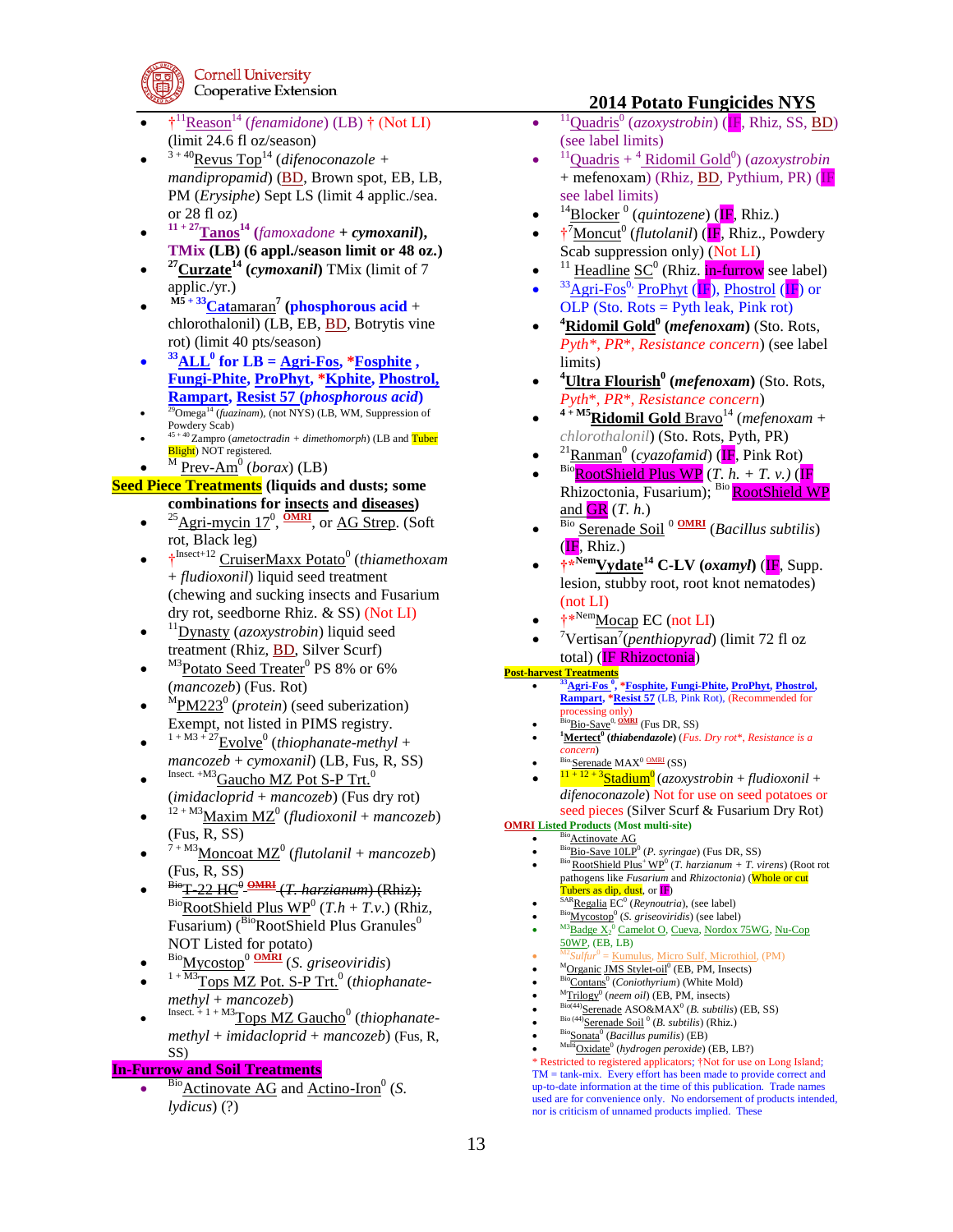# 2014 Potato Fungicides NYS

- †[11]Reason[14] (*fenamidone*) (LB) † (Not LI) (limit 24.6 fl oz/season)
- [3 + 40]Revus Top[14] (*difenoconazole + mandipropamid*) (BD, Brown spot, EB, LB, PM (*Erysiphe*) Sept LS (limit 4 applic./sea. or 28 fl oz)
- **[11 + 27]Tanos[14] (*famoxadone + cymoxanil*), TMix (LB) (6 appl./season limit or 48 oz.)**
- **[27]Curzate[14] (*cymoxanil*)** TMix (limit of 7 applic./yr.)
- [M5 + 33]Catamaran[7] (**phosphorous acid** + chlorothalonil) (LB, EB, BD, Botrytis vine rot) (limit 40 pts/season)
- **[33]ALL[0] for LB = Agri-Fos, *Fosphite, Fungi-Phite, ProPhyt, *Kphite, Phostrol, Rampart, Resist 57 (*phosphorous acid*)**
- [29]Omega[14] (*fuazinam*), (not NYS) (LB, WM, Suppression of Powdery Scab)
- [45 + 40] Zampro (*ametoctradin + dimethomorph*) (LB and Tuber Blight) NOT registered.
- [M] Prev-Am[0] (*borax*) (LB)

## Seed Piece Treatments (liquids and dusts; some combinations for insects and diseases)

- [25]Agri-mycin 17[0], OMRI, or AG Strep. (Soft rot, Black leg)
- †[Insect+12] CruiserMaxx Potato[0] (*thiamethoxam + fludioxonil*) liquid seed treatment (chewing and sucking insects and Fusarium dry rot, seedborne Rhiz. & SS) (Not LI)
- [11]Dynasty (*azoxystrobin*) liquid seed treatment (Rhiz, BD, Silver Scurf)
- [M3]Potato Seed Treater[0] PS 8% or 6% (*mancozeb*) (Fus. Rot)
- [M]PM223[0] (*protein*) (seed suberization) Exempt, not listed in PIMS registry.
- [1 + M3 + 27]Evolve[0] (*thiophanate-methyl + mancozeb + cymoxanil*) (LB, Fus, R, SS)
- [Insect. +M3]Gaucho MZ Pot S-P Trt.[0] (*imidacloprid + mancozeb*) (Fus dry rot)
- [12 + M3]Maxim MZ[0] (*fludioxonil + mancozeb*) (Fus, R, SS)
- [7 + M3]Moncoat MZ[0] (*flutolanil + mancozeb*) (Fus, R, SS)
- ~~[Bio]T-22 HC[0] OMRI (*T. harzianum*) (Rhiz);~~ [Bio]RootShield Plus WP[0] (*T.h + T.v.*) (Rhiz, Fusarium) ([Bio]RootShield Plus Granules[0] NOT Listed for potato)
- [Bio]Mycostop[0] OMRI (*S. griseoviridis*)
- [1 + M3]Tops MZ Pot. S-P Trt.[0] (*thiophanate-methyl + mancozeb*)
- [Insect. + 1 + M3]Tops MZ Gaucho[0] (*thiophanate-methyl + imidacloprid + mancozeb*) (Fus, R, SS)

## In-Furrow and Soil Treatments

- [Bio]Actinovate AG and Actino-Iron[0] (*S. lydicus*) (?)
- [11]Quadris[0] (*azoxystrobin*) (IF, Rhiz, SS, BD) (see label limits)
- [11]Quadris + [4] Ridomil Gold[0]) (*azoxystrobin* + mefenoxam) (Rhiz, BD, Pythium, PR) (IF see label limits)
- [14]Blocker [0] (*quintozene*) (IF, Rhiz.)
- †[7]Moncut[0] (*flutolanil*) (IF, Rhiz., Powdery Scab suppression only) (Not LI)
- [11] Headline SC[0] (Rhiz. in-furrow see label)
- [33]Agri-Fos[0,] ProPhyt (IF), Phostrol (IF) or OLP (Sto. Rots = Pyth leak, Pink rot)
- **[4]Ridomil Gold[0] (*mefenoxam*)** (Sto. Rots, *Pyth*, PR*, Resistance concern*) (see label limits)
- **[4]Ultra Flourish[0] (*mefenoxam*)** (Sto. Rots, *Pyth*, PR*, Resistance concern*)
- [4 + M5]**Ridomil Gold** Bravo[14] (*mefenoxam + chlorothalonil*) (Sto. Rots, Pyth, PR)
- [21]Ranman[0] (*cyazofamid*) (IF, Pink Rot)
- [Bio]RootShield Plus WP (*T. h. + T. v.*) (IF Rhizoctonia, Fusarium); [Bio] RootShield WP and GR (*T. h.*)
- [Bio] Serenade Soil [0] OMRI (*Bacillus subtilis*) (IF, Rhiz.)
- †*[Nem]**Vydate[14] C-LV (*oxamyl*)** (IF, Supp. lesion, stubby root, root knot nematodes) (not LI)
- †*[Nem]Mocap EC (not LI)
- [7]Vertisan[7](*penthiopyrad*) (limit 72 fl oz total) (IF Rhizoctonia)

## Post-harvest Treatments

- [33]**Agri-Fos [0], *Fosphite, Fungi-Phite, ProPhyt, Phostrol, Rampart, *Resist 57** (LB, Pink Rot), (Recommended for processing only)
- [Bio]Bio-Save[0,] OMRI (Fus DR, SS)
- **[1]Mertect[0] (*thiabendazole*)** (*Fus. Dry rot*, *Resistance is a concern*)
- [Bio]Serenade MAX[0] OMRI (SS)
- [11 + 12 + 3]Stadium[0] (*azoxystrobin + fludioxonil + difenoconazole*) Not for use on seed potatoes or seed pieces (Silver Scurf & Fusarium Dry Rot)

## OMRI Listed Products (Most multi-site)

- [Bio]Actinovate AG
- [Bio]Bio-Save 10LP[0] (*P. syringae*) (Fus DR, SS)
- [Bio] RootShield Plus[+] WP[0] (*T. harzianum + T. virens*) (Root rot pathogens like *Fusarium* and *Rhizoctonia*) (Whole or cut Tubers as dip, dust, or IF)
- [SAR]Regalia EC[0] (*Reynoutria*), (see label)
- [Bio]Mycostop[0] (*S. griseoviridis*) (see label)
- [M3]Badge X[2][0] Camelot O, Cueva, Nordox 75WG, Nu-Cop 50WP, (EB, LB)
- [M2]*Sulfur*[0] = Kumulus, Micro Sulf, Microthiol, (PM)
- [M]Organic JMS Stylet-oil[0] (EB, PM, Insects)
- [Bio]Contans[0] (*Coniothyrium*) (White Mold)
- [M]Trilogy[0] (*neem oil*) (EB, PM, insects)
- [Bio(44)]Serenade ASO&MAX[0] (*B. subtilis*) (EB, SS)
- [Bio (44)]Serenade Soil [0] (*B. subtilis*) (Rhiz.)
- [Bio]Sonata[0] (*Bacillus pumilis*) (EB)
- [Multi]Oxidate[0] (*hydrogen peroxide*) (EB, LB?)

\* Restricted to registered applicators; †Not for use on Long Island; TM = tank-mix. Every effort has been made to provide correct and up-to-date information at the time of this publication. Trade names used are for convenience only. No endorsement of products intended, nor is criticism of unnamed products implied. These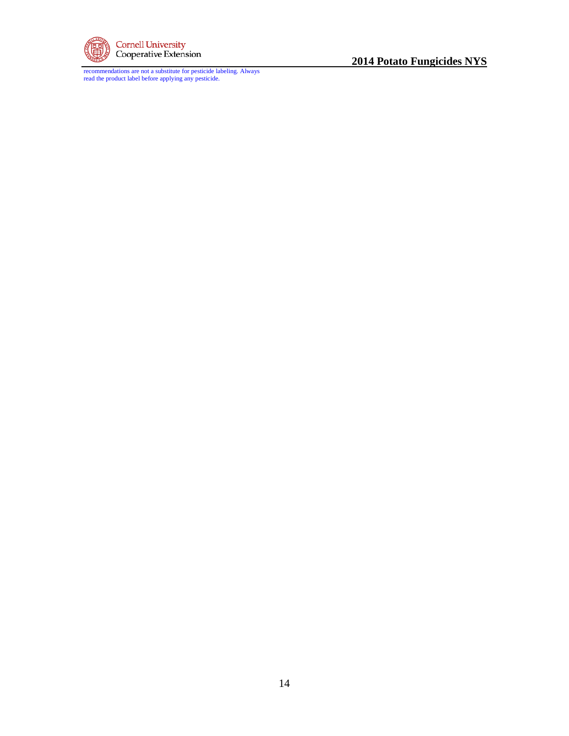recommendations are not a substitute for pesticide labeling. Always read the product label before applying any pesticide.